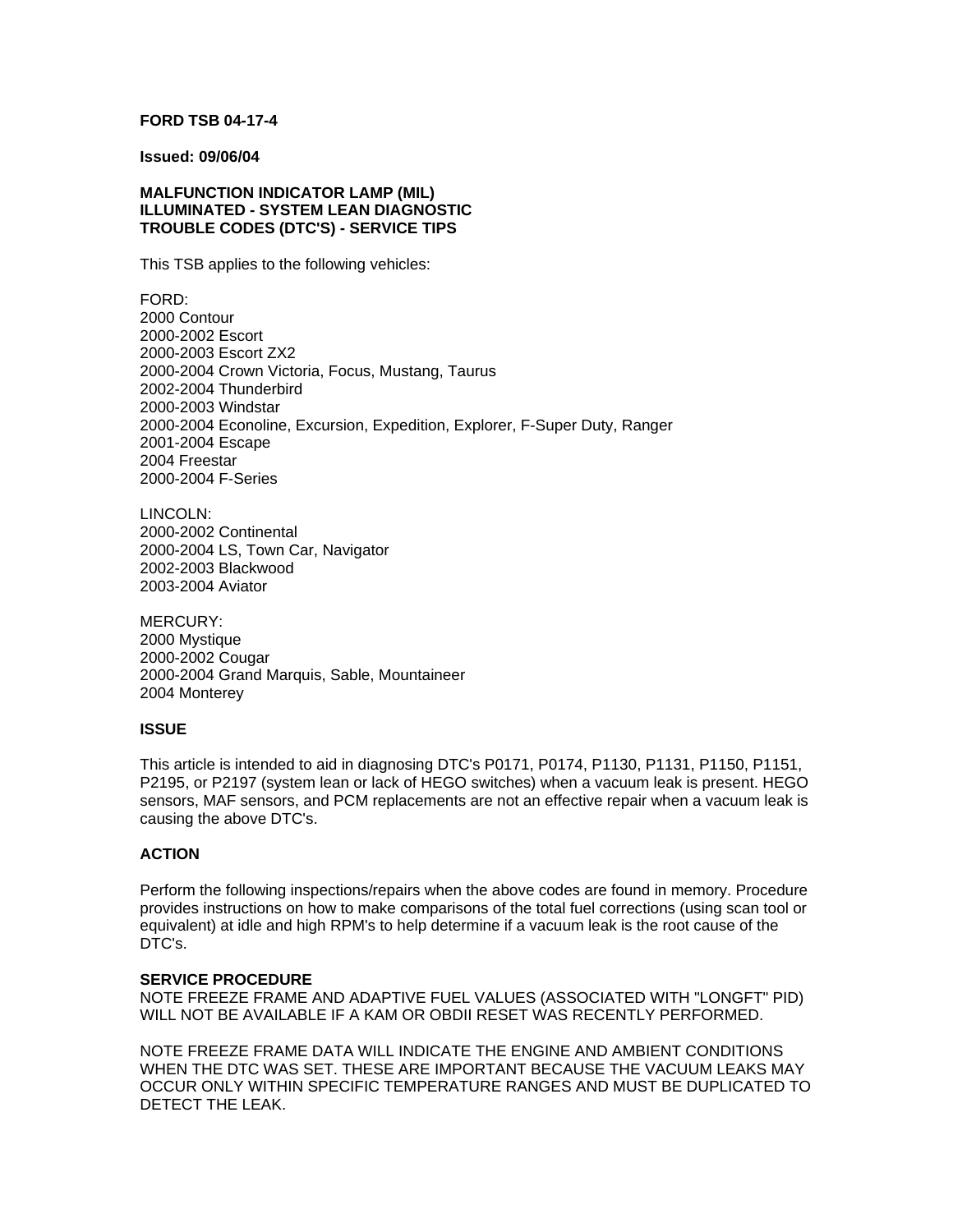**FORD TSB 04-17-4**

**Issued: 09/06/04**

**MALFUNCTION INDICATOR LAMP (MIL) ILLUMINATED - SYSTEM LEAN DIAGNOSTIC TROUBLE CODES (DTC'S) - SERVICE TIPS**

This TSB applies to the following vehicles:

FORD:
2000 Contour
2000-2002 Escort
2000-2003 Escort ZX2
2000-2004 Crown Victoria, Focus, Mustang, Taurus
2002-2004 Thunderbird
2000-2003 Windstar
2000-2004 Econoline, Excursion, Expedition, Explorer, F-Super Duty, Ranger
2001-2004 Escape
2004 Freestar
2000-2004 F-Series

LINCOLN:
2000-2002 Continental
2000-2004 LS, Town Car, Navigator
2002-2003 Blackwood
2003-2004 Aviator

MERCURY:
2000 Mystique
2000-2002 Cougar
2000-2004 Grand Marquis, Sable, Mountaineer
2004 Monterey

**ISSUE**

This article is intended to aid in diagnosing DTC's P0171, P0174, P1130, P1131, P1150, P1151, P2195, or P2197 (system lean or lack of HEGO switches) when a vacuum leak is present. HEGO sensors, MAF sensors, and PCM replacements are not an effective repair when a vacuum leak is causing the above DTC's.

**ACTION**

Perform the following inspections/repairs when the above codes are found in memory. Procedure provides instructions on how to make comparisons of the total fuel corrections (using scan tool or equivalent) at idle and high RPM's to help determine if a vacuum leak is the root cause of the DTC's.

**SERVICE PROCEDURE**
NOTE FREEZE FRAME AND ADAPTIVE FUEL VALUES (ASSOCIATED WITH "LONGFT" PID) WILL NOT BE AVAILABLE IF A KAM OR OBDII RESET WAS RECENTLY PERFORMED.

NOTE FREEZE FRAME DATA WILL INDICATE THE ENGINE AND AMBIENT CONDITIONS WHEN THE DTC WAS SET. THESE ARE IMPORTANT BECAUSE THE VACUUM LEAKS MAY OCCUR ONLY WITHIN SPECIFIC TEMPERATURE RANGES AND MUST BE DUPLICATED TO DETECT THE LEAK.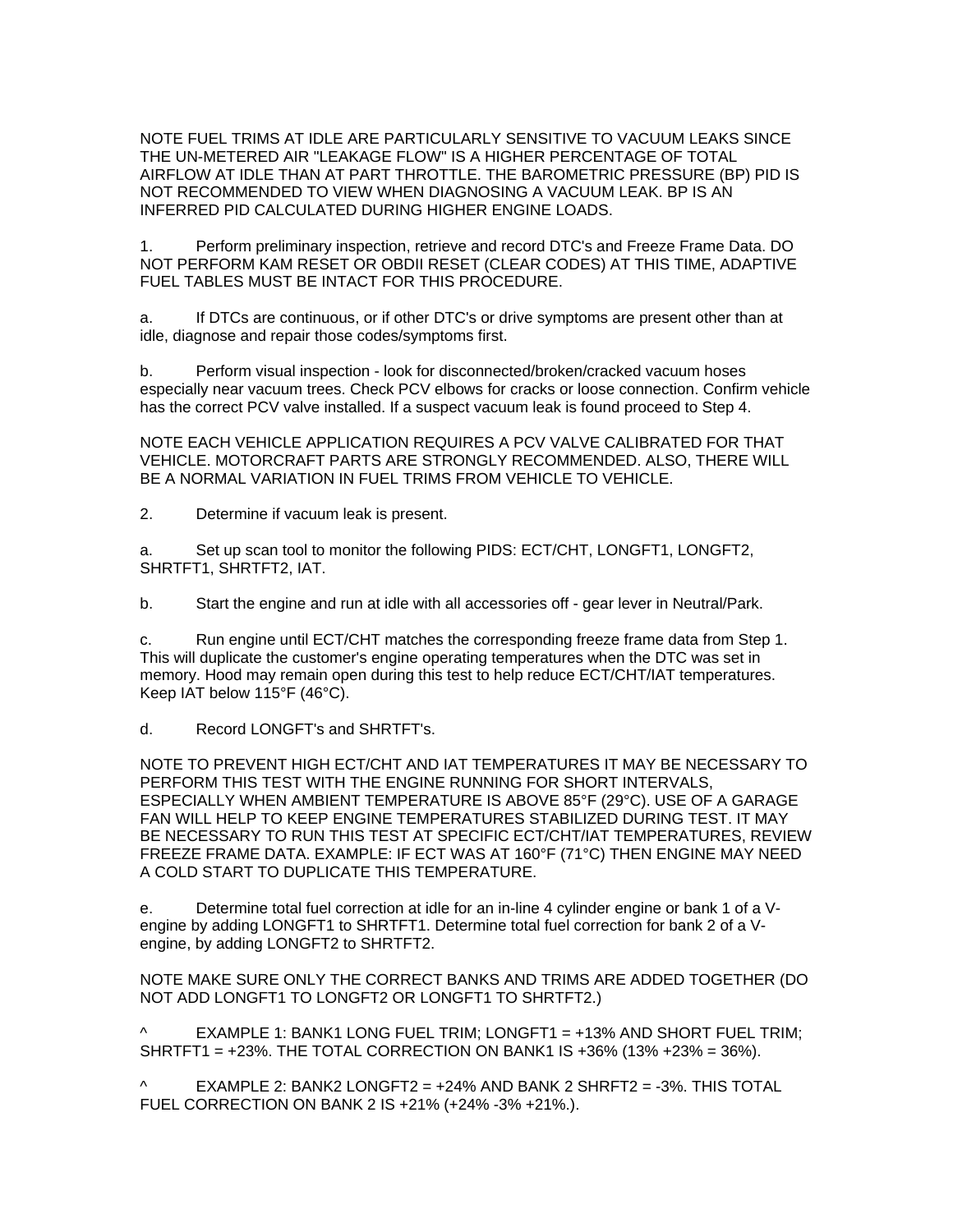NOTE FUEL TRIMS AT IDLE ARE PARTICULARLY SENSITIVE TO VACUUM LEAKS SINCE THE UN-METERED AIR "LEAKAGE FLOW" IS A HIGHER PERCENTAGE OF TOTAL AIRFLOW AT IDLE THAN AT PART THROTTLE. THE BAROMETRIC PRESSURE (BP) PID IS NOT RECOMMENDED TO VIEW WHEN DIAGNOSING A VACUUM LEAK. BP IS AN INFERRED PID CALCULATED DURING HIGHER ENGINE LOADS.

1. Perform preliminary inspection, retrieve and record DTC's and Freeze Frame Data. DO NOT PERFORM KAM RESET OR OBDII RESET (CLEAR CODES) AT THIS TIME, ADAPTIVE FUEL TABLES MUST BE INTACT FOR THIS PROCEDURE.

a. If DTCs are continuous, or if other DTC's or drive symptoms are present other than at idle, diagnose and repair those codes/symptoms first.

b. Perform visual inspection - look for disconnected/broken/cracked vacuum hoses especially near vacuum trees. Check PCV elbows for cracks or loose connection. Confirm vehicle has the correct PCV valve installed. If a suspect vacuum leak is found proceed to Step 4.

NOTE EACH VEHICLE APPLICATION REQUIRES A PCV VALVE CALIBRATED FOR THAT VEHICLE. MOTORCRAFT PARTS ARE STRONGLY RECOMMENDED. ALSO, THERE WILL BE A NORMAL VARIATION IN FUEL TRIMS FROM VEHICLE TO VEHICLE.

2. Determine if vacuum leak is present.

a. Set up scan tool to monitor the following PIDS: ECT/CHT, LONGFT1, LONGFT2, SHRTFT1, SHRTFT2, IAT.

b. Start the engine and run at idle with all accessories off - gear lever in Neutral/Park.

c. Run engine until ECT/CHT matches the corresponding freeze frame data from Step 1. This will duplicate the customer's engine operating temperatures when the DTC was set in memory. Hood may remain open during this test to help reduce ECT/CHT/IAT temperatures. Keep IAT below 115°F (46°C).

d. Record LONGFT's and SHRTFT's.

NOTE TO PREVENT HIGH ECT/CHT AND IAT TEMPERATURES IT MAY BE NECESSARY TO PERFORM THIS TEST WITH THE ENGINE RUNNING FOR SHORT INTERVALS, ESPECIALLY WHEN AMBIENT TEMPERATURE IS ABOVE 85°F (29°C). USE OF A GARAGE FAN WILL HELP TO KEEP ENGINE TEMPERATURES STABILIZED DURING TEST. IT MAY BE NECESSARY TO RUN THIS TEST AT SPECIFIC ECT/CHT/IAT TEMPERATURES, REVIEW FREEZE FRAME DATA. EXAMPLE: IF ECT WAS AT 160°F (71°C) THEN ENGINE MAY NEED A COLD START TO DUPLICATE THIS TEMPERATURE.

e. Determine total fuel correction at idle for an in-line 4 cylinder engine or bank 1 of a V-engine by adding LONGFT1 to SHRTFT1. Determine total fuel correction for bank 2 of a V-engine, by adding LONGFT2 to SHRTFT2.

NOTE MAKE SURE ONLY THE CORRECT BANKS AND TRIMS ARE ADDED TOGETHER (DO NOT ADD LONGFT1 TO LONGFT2 OR LONGFT1 TO SHRTFT2.)

^ EXAMPLE 1: BANK1 LONG FUEL TRIM; LONGFT1 = +13% AND SHORT FUEL TRIM; SHRTFT1 = +23%. THE TOTAL CORRECTION ON BANK1 IS +36% (13% +23% = 36%).

^ EXAMPLE 2: BANK2 LONGFT2 = +24% AND BANK 2 SHRFT2 = -3%. THIS TOTAL FUEL CORRECTION ON BANK 2 IS +21% (+24% -3% +21%.).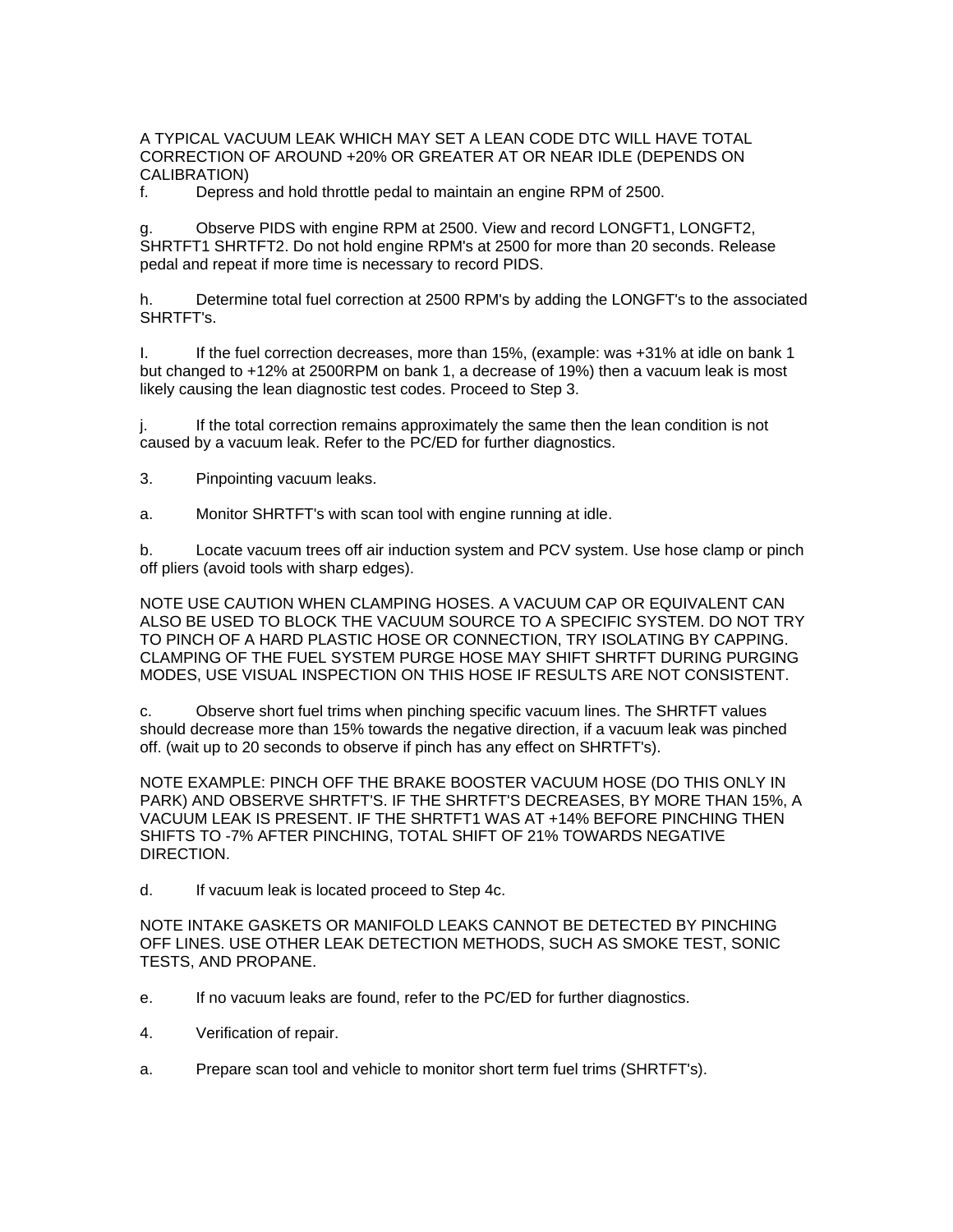A TYPICAL VACUUM LEAK WHICH MAY SET A LEAN CODE DTC WILL HAVE TOTAL CORRECTION OF AROUND +20% OR GREATER AT OR NEAR IDLE (DEPENDS ON CALIBRATION)

f. Depress and hold throttle pedal to maintain an engine RPM of 2500.

g. Observe PIDS with engine RPM at 2500. View and record LONGFT1, LONGFT2, SHRTFT1 SHRTFT2. Do not hold engine RPM's at 2500 for more than 20 seconds. Release pedal and repeat if more time is necessary to record PIDS.

h. Determine total fuel correction at 2500 RPM's by adding the LONGFT's to the associated SHRTFT's.

I. If the fuel correction decreases, more than 15%, (example: was +31% at idle on bank 1 but changed to +12% at 2500RPM on bank 1, a decrease of 19%) then a vacuum leak is most likely causing the lean diagnostic test codes. Proceed to Step 3.

j. If the total correction remains approximately the same then the lean condition is not caused by a vacuum leak. Refer to the PC/ED for further diagnostics.

3. Pinpointing vacuum leaks.

a. Monitor SHRTFT's with scan tool with engine running at idle.

b. Locate vacuum trees off air induction system and PCV system. Use hose clamp or pinch off pliers (avoid tools with sharp edges).

NOTE USE CAUTION WHEN CLAMPING HOSES. A VACUUM CAP OR EQUIVALENT CAN ALSO BE USED TO BLOCK THE VACUUM SOURCE TO A SPECIFIC SYSTEM. DO NOT TRY TO PINCH OF A HARD PLASTIC HOSE OR CONNECTION, TRY ISOLATING BY CAPPING. CLAMPING OF THE FUEL SYSTEM PURGE HOSE MAY SHIFT SHRTFT DURING PURGING MODES, USE VISUAL INSPECTION ON THIS HOSE IF RESULTS ARE NOT CONSISTENT.

c. Observe short fuel trims when pinching specific vacuum lines. The SHRTFT values should decrease more than 15% towards the negative direction, if a vacuum leak was pinched off. (wait up to 20 seconds to observe if pinch has any effect on SHRTFT's).

NOTE EXAMPLE: PINCH OFF THE BRAKE BOOSTER VACUUM HOSE (DO THIS ONLY IN PARK) AND OBSERVE SHRTFT'S. IF THE SHRTFT'S DECREASES, BY MORE THAN 15%, A VACUUM LEAK IS PRESENT. IF THE SHRTFT1 WAS AT +14% BEFORE PINCHING THEN SHIFTS TO -7% AFTER PINCHING, TOTAL SHIFT OF 21% TOWARDS NEGATIVE DIRECTION.

d. If vacuum leak is located proceed to Step 4c.

NOTE INTAKE GASKETS OR MANIFOLD LEAKS CANNOT BE DETECTED BY PINCHING OFF LINES. USE OTHER LEAK DETECTION METHODS, SUCH AS SMOKE TEST, SONIC TESTS, AND PROPANE.

e. If no vacuum leaks are found, refer to the PC/ED for further diagnostics.

4. Verification of repair.

a. Prepare scan tool and vehicle to monitor short term fuel trims (SHRTFT's).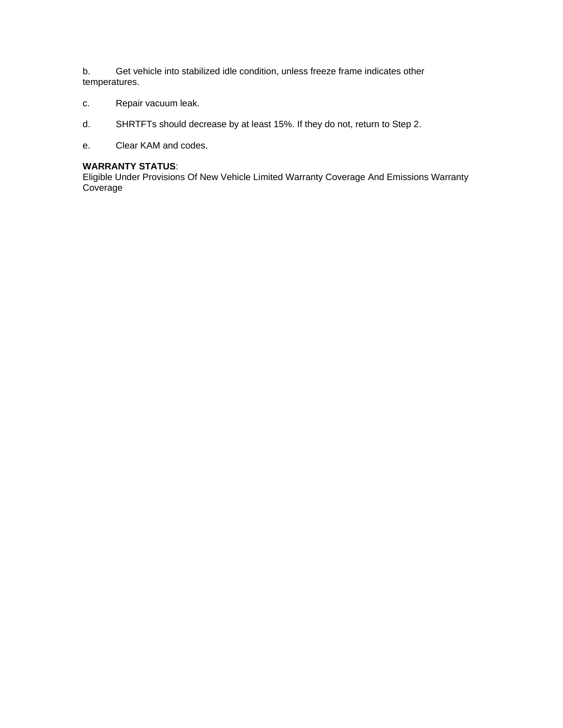b. Get vehicle into stabilized idle condition, unless freeze frame indicates other temperatures.

c. Repair vacuum leak.

d. SHRTFTs should decrease by at least 15%. If they do not, return to Step 2.

e. Clear KAM and codes.

**WARRANTY STATUS**:
Eligible Under Provisions Of New Vehicle Limited Warranty Coverage And Emissions Warranty Coverage